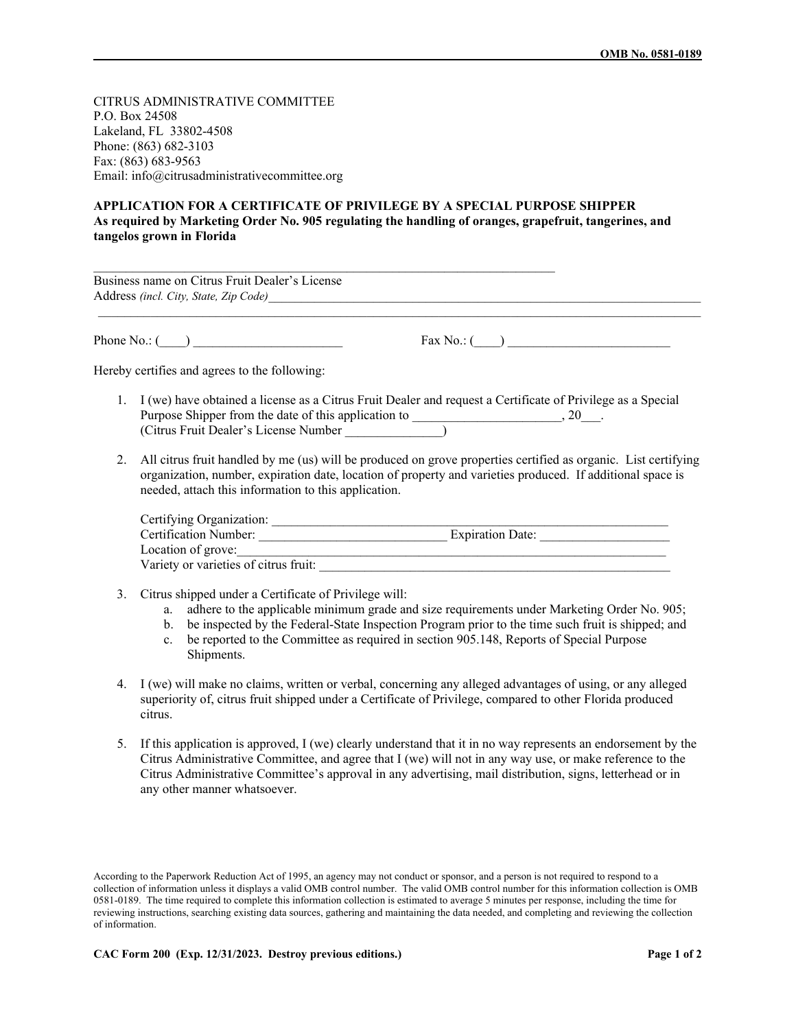OMB No. 0581-0189

CITRUS ADMINISTRATIVE COMMITTEE
P.O. Box 24508
Lakeland, FL 33802-4508
Phone: (863) 682-3103
Fax: (863) 683-9563
Email: info@citrusadministrativecommittee.org

**APPLICATION FOR A CERTIFICATE OF PRIVILEGE BY A SPECIAL PURPOSE SHIPPER**
**As required by Marketing Order No. 905 regulating the handling of oranges, grapefruit, tangerines, and tangelos grown in Florida**

______________________________________________________________________
Business name on Citrus Fruit Dealer's License
Address *(incl. City, State, Zip Code)*______________________________________________________________________
______________________________________________________________________

Phone No.: (____) ________________________ Fax No.: (____) __________________________

Hereby certifies and agrees to the following:

1. I (we) have obtained a license as a Citrus Fruit Dealer and request a Certificate of Privilege as a Special Purpose Shipper from the date of this application to _______________________, 20___.
   (Citrus Fruit Dealer's License Number _______________)

2. All citrus fruit handled by me (us) will be produced on grove properties certified as organic. List certifying organization, number, expiration date, location of property and varieties produced. If additional space is needed, attach this information to this application.

   Certifying Organization: _________________________________________________________________
   Certification Number: _____________________________ Expiration Date: ____________________
   Location of grove:_______________________________________________________________________
   Variety or varieties of citrus fruit: _________________________________________________________

3. Citrus shipped under a Certificate of Privilege will:
   a. adhere to the applicable minimum grade and size requirements under Marketing Order No. 905;
   b. be inspected by the Federal-State Inspection Program prior to the time such fruit is shipped; and
   c. be reported to the Committee as required in section 905.148, Reports of Special Purpose Shipments.

4. I (we) will make no claims, written or verbal, concerning any alleged advantages of using, or any alleged superiority of, citrus fruit shipped under a Certificate of Privilege, compared to other Florida produced citrus.

5. If this application is approved, I (we) clearly understand that it in no way represents an endorsement by the Citrus Administrative Committee, and agree that I (we) will not in any way use, or make reference to the Citrus Administrative Committee's approval in any advertising, mail distribution, signs, letterhead or in any other manner whatsoever.

According to the Paperwork Reduction Act of 1995, an agency may not conduct or sponsor, and a person is not required to respond to a collection of information unless it displays a valid OMB control number. The valid OMB control number for this information collection is OMB 0581-0189. The time required to complete this information collection is estimated to average 5 minutes per response, including the time for reviewing instructions, searching existing data sources, gathering and maintaining the data needed, and completing and reviewing the collection of information.

**CAC Form 200 (Exp. 12/31/2023. Destroy previous editions.)**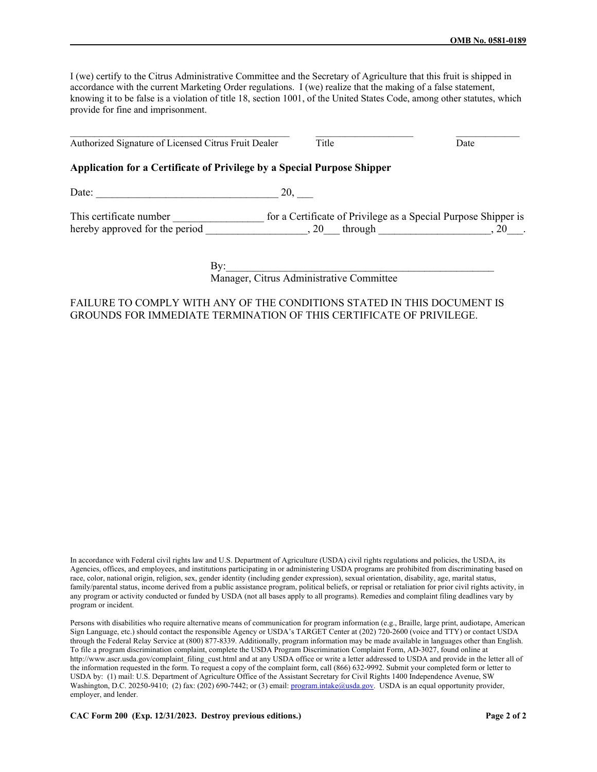I (we) certify to the Citrus Administrative Committee and the Secretary of Agriculture that this fruit is shipped in accordance with the current Marketing Order regulations. I (we) realize that the making of a false statement, knowing it to be false is a violation of title 18, section 1001, of the United States Code, among other statutes, which provide for fine and imprisonment.

\_\_\_\_\_\_\_\_\_\_\_\_\_\_\_\_\_\_\_\_\_\_\_\_\_\_\_\_\_\_\_\_\_\_\_\_\_\_\_\_\_\_ \_\_\_\_\_\_\_\_\_\_\_\_\_\_\_\_\_\_\_\_ \_\_\_\_\_\_\_\_\_\_\_\_\_

Authorized Signature of Licensed Citrus Fruit Dealer | Title | Date

**Application for a Certificate of Privilege by a Special Purpose Shipper**

Date: \_\_\_\_\_\_\_\_\_\_\_\_\_\_\_\_\_\_\_\_\_\_\_\_\_\_\_\_\_\_\_\_\_\_ 20, \_\_\_

This certificate number \_\_\_\_\_\_\_\_\_\_\_\_\_\_\_\_\_ for a Certificate of Privilege as a Special Purpose Shipper is hereby approved for the period \_\_\_\_\_\_\_\_\_\_\_\_\_\_\_\_\_\_, 20\_\_\_ through \_\_\_\_\_\_\_\_\_\_\_\_\_\_\_\_\_\_\_\_\_, 20\_\_\_.

By:\_\_\_\_\_\_\_\_\_\_\_\_\_\_\_\_\_\_\_\_\_\_\_\_\_\_\_\_\_\_\_\_\_\_\_\_\_\_\_\_\_\_\_\_\_\_\_\_\_\_\_

Manager, Citrus Administrative Committee

FAILURE TO COMPLY WITH ANY OF THE CONDITIONS STATED IN THIS DOCUMENT IS GROUNDS FOR IMMEDIATE TERMINATION OF THIS CERTIFICATE OF PRIVILEGE.

In accordance with Federal civil rights law and U.S. Department of Agriculture (USDA) civil rights regulations and policies, the USDA, its Agencies, offices, and employees, and institutions participating in or administering USDA programs are prohibited from discriminating based on race, color, national origin, religion, sex, gender identity (including gender expression), sexual orientation, disability, age, marital status, family/parental status, income derived from a public assistance program, political beliefs, or reprisal or retaliation for prior civil rights activity, in any program or activity conducted or funded by USDA (not all bases apply to all programs). Remedies and complaint filing deadlines vary by program or incident.

Persons with disabilities who require alternative means of communication for program information (e.g., Braille, large print, audiotape, American Sign Language, etc.) should contact the responsible Agency or USDA's TARGET Center at (202) 720-2600 (voice and TTY) or contact USDA through the Federal Relay Service at (800) 877-8339. Additionally, program information may be made available in languages other than English. To file a program discrimination complaint, complete the USDA Program Discrimination Complaint Form, AD-3027, found online at http://www.ascr.usda.gov/complaint_filing_cust.html and at any USDA office or write a letter addressed to USDA and provide in the letter all of the information requested in the form. To request a copy of the complaint form, call (866) 632-9992. Submit your completed form or letter to USDA by: (1) mail: U.S. Department of Agriculture Office of the Assistant Secretary for Civil Rights 1400 Independence Avenue, SW Washington, D.C. 20250-9410; (2) fax: (202) 690-7442; or (3) email: program.intake@usda.gov. USDA is an equal opportunity provider, employer, and lender.

**CAC Form 200 (Exp. 12/31/2023. Destroy previous editions.)**